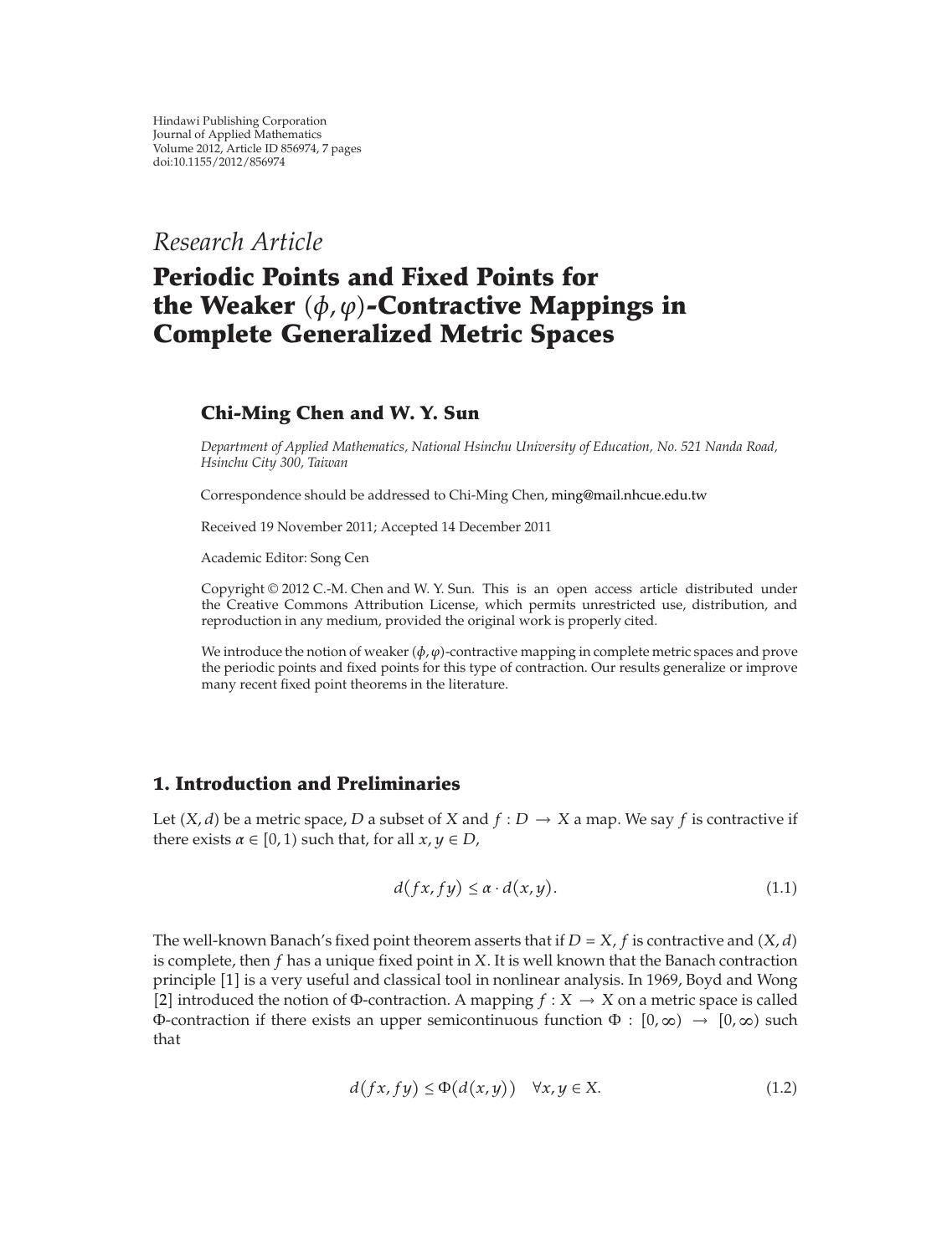Hindawi Publishing Corporation
Journal of Applied Mathematics
Volume 2012, Article ID 856974, 7 pages
doi:10.1155/2012/856974

*Research Article*

# Periodic Points and Fixed Points for the Weaker $(\phi, \varphi)$-Contractive Mappings in Complete Generalized Metric Spaces

**Chi-Ming Chen and W. Y. Sun**

*Department of Applied Mathematics, National Hsinchu University of Education, No. 521 Nanda Road, Hsinchu City 300, Taiwan*

Correspondence should be addressed to Chi-Ming Chen, ming@mail.nhcue.edu.tw

Received 19 November 2011; Accepted 14 December 2011

Academic Editor: Song Cen

Copyright © 2012 C.-M. Chen and W. Y. Sun. This is an open access article distributed under the Creative Commons Attribution License, which permits unrestricted use, distribution, and reproduction in any medium, provided the original work is properly cited.

We introduce the notion of weaker $(\phi, \varphi)$-contractive mapping in complete metric spaces and prove the periodic points and fixed points for this type of contraction. Our results generalize or improve many recent fixed point theorems in the literature.

## 1. Introduction and Preliminaries

Let $(X, d)$ be a metric space, $D$ a subset of $X$ and $f : D \to X$ a map. We say $f$ is contractive if there exists $\alpha \in [0, 1)$ such that, for all $x, y \in D$,

$$d(fx, fy) \leq \alpha \cdot d(x, y). \tag{1.1}$$

The well-known Banach's fixed point theorem asserts that if $D = X$, $f$ is contractive and $(X, d)$ is complete, then $f$ has a unique fixed point in $X$. It is well known that the Banach contraction principle [1] is a very useful and classical tool in nonlinear analysis. In 1969, Boyd and Wong [2] introduced the notion of $\Phi$-contraction. A mapping $f : X \to X$ on a metric space is called $\Phi$-contraction if there exists an upper semicontinuous function $\Phi : [0, \infty) \to [0, \infty)$ such that

$$d(fx, fy) \leq \Phi(d(x, y)) \quad \forall x, y \in X. \tag{1.2}$$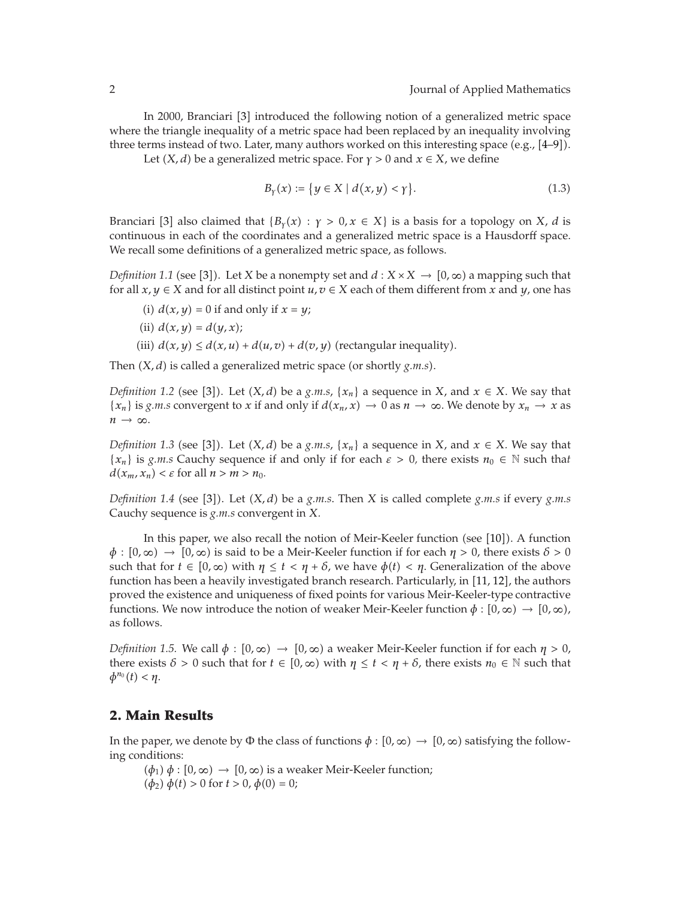In 2000, Branciari [3] introduced the following notion of a generalized metric space where the triangle inequality of a metric space had been replaced by an inequality involving three terms instead of two. Later, many authors worked on this interesting space (e.g., [4–9]).

Let $(X, d)$ be a generalized metric space. For $\gamma > 0$ and $x \in X$, we define

$$B_\gamma(x) := \{y \in X \mid d(x, y) < \gamma\}. \tag{1.3}$$

Branciari [3] also claimed that $\{B_\gamma(x) : \gamma > 0, x \in X\}$ is a basis for a topology on $X$, $d$ is continuous in each of the coordinates and a generalized metric space is a Hausdorff space. We recall some definitions of a generalized metric space, as follows.

*Definition 1.1* (see [3]). Let $X$ be a nonempty set and $d : X \times X \to [0, \infty)$ a mapping such that for all $x, y \in X$ and for all distinct point $u, v \in X$ each of them different from $x$ and $y$, one has

(i) $d(x, y) = 0$ if and only if $x = y$;

(ii) $d(x, y) = d(y, x)$;

(iii) $d(x, y) \leq d(x, u) + d(u, v) + d(v, y)$ (rectangular inequality).

Then $(X, d)$ is called a generalized metric space (or shortly *g.m.s*).

*Definition 1.2* (see [3]). Let $(X, d)$ be a *g.m.s*, $\{x_n\}$ a sequence in $X$, and $x \in X$. We say that $\{x_n\}$ is *g.m.s* convergent to $x$ if and only if $d(x_n, x) \to 0$ as $n \to \infty$. We denote by $x_n \to x$ as $n \to \infty$.

*Definition 1.3* (see [3]). Let $(X, d)$ be a *g.m.s*, $\{x_n\}$ a sequence in $X$, and $x \in X$. We say that $\{x_n\}$ is *g.m.s* Cauchy sequence if and only if for each $\varepsilon > 0$, there exists $n_0 \in \mathbb{N}$ such that $d(x_m, x_n) < \varepsilon$ for all $n > m > n_0$.

*Definition 1.4* (see [3]). Let $(X, d)$ be a *g.m.s*. Then $X$ is called complete *g.m.s* if every *g.m.s* Cauchy sequence is *g.m.s* convergent in $X$.

In this paper, we also recall the notion of Meir-Keeler function (see [10]). A function $\phi : [0, \infty) \to [0, \infty)$ is said to be a Meir-Keeler function if for each $\eta > 0$, there exists $\delta > 0$ such that for $t \in [0, \infty)$ with $\eta \leq t < \eta + \delta$, we have $\phi(t) < \eta$. Generalization of the above function has been a heavily investigated branch research. Particularly, in [11, 12], the authors proved the existence and uniqueness of fixed points for various Meir-Keeler-type contractive functions. We now introduce the notion of weaker Meir-Keeler function $\phi : [0, \infty) \to [0, \infty)$, as follows.

*Definition 1.5.* We call $\phi : [0, \infty) \to [0, \infty)$ a weaker Meir-Keeler function if for each $\eta > 0$, there exists $\delta > 0$ such that for $t \in [0, \infty)$ with $\eta \leq t < \eta + \delta$, there exists $n_0 \in \mathbb{N}$ such that $\phi^{n_0}(t) < \eta$.

## 2. Main Results

In the paper, we denote by $\Phi$ the class of functions $\phi : [0, \infty) \to [0, \infty)$ satisfying the following conditions:

$(\phi_1)$ $\phi : [0, \infty) \to [0, \infty)$ is a weaker Meir-Keeler function;

$(\phi_2)$ $\phi(t) > 0$ for $t > 0$, $\phi(0) = 0$;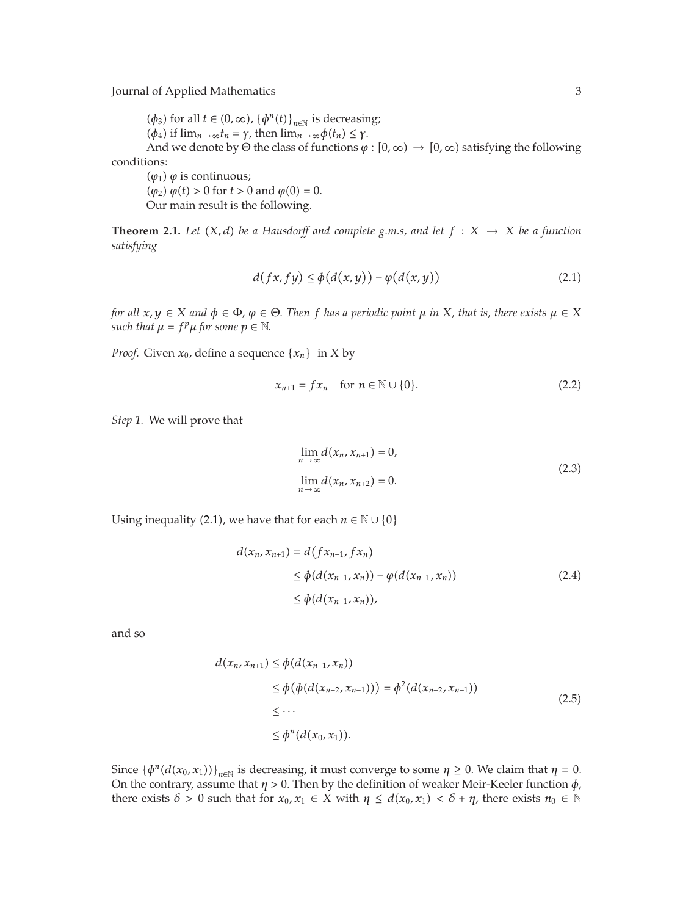($\phi_3$) for all $t \in (0, \infty)$, $\{\phi^n(t)\}_{n\in\mathbb{N}}$ is decreasing;

($\phi_4$) if $\lim_{n\to\infty} t_n = \gamma$, then $\lim_{n\to\infty} \phi(t_n) \le \gamma$.

And we denote by $\Theta$ the class of functions $\varphi : [0, \infty) \to [0, \infty)$ satisfying the following conditions:

($\varphi_1$) $\varphi$ is continuous;

($\varphi_2$) $\varphi(t) > 0$ for $t > 0$ and $\varphi(0) = 0$.

Our main result is the following.

**Theorem 2.1.** *Let $(X, d)$ be a Hausdorff and complete g.m.s, and let $f : X \to X$ be a function satisfying*

$$d(fx, fy) \le \phi(d(x, y)) - \varphi(d(x, y)) \tag{2.1}$$

*for all $x, y \in X$ and $\phi \in \Phi$, $\varphi \in \Theta$. Then $f$ has a periodic point $\mu$ in $X$, that is, there exists $\mu \in X$ such that $\mu = f^p\mu$ for some $p \in \mathbb{N}$.*

*Proof.* Given $x_0$, define a sequence $\{x_n\}$ in $X$ by

$$x_{n+1} = fx_n \quad \text{for } n \in \mathbb{N} \cup \{0\}. \tag{2.2}$$

*Step 1.* We will prove that

$$\begin{aligned} &\lim_{n\to\infty} d(x_n, x_{n+1}) = 0, \\ &\lim_{n\to\infty} d(x_n, x_{n+2}) = 0. \end{aligned} \tag{2.3}$$

Using inequality (2.1), we have that for each $n \in \mathbb{N} \cup \{0\}$

$$\begin{aligned} d(x_n, x_{n+1}) &= d(fx_{n-1}, fx_n) \\ &\le \phi(d(x_{n-1}, x_n)) - \varphi(d(x_{n-1}, x_n)) \\ &\le \phi(d(x_{n-1}, x_n)), \end{aligned} \tag{2.4}$$

and so

$$\begin{aligned} d(x_n, x_{n+1}) &\le \phi(d(x_{n-1}, x_n)) \\ &\le \phi(\phi(d(x_{n-2}, x_{n-1}))) = \phi^2(d(x_{n-2}, x_{n-1})) \\ &\le \cdots \\ &\le \phi^n(d(x_0, x_1)). \end{aligned} \tag{2.5}$$

Since $\{\phi^n(d(x_0, x_1))\}_{n\in\mathbb{N}}$ is decreasing, it must converge to some $\eta \ge 0$. We claim that $\eta = 0$. On the contrary, assume that $\eta > 0$. Then by the definition of weaker Meir-Keeler function $\phi$, there exists $\delta > 0$ such that for $x_0, x_1 \in X$ with $\eta \le d(x_0, x_1) < \delta + \eta$, there exists $n_0 \in \mathbb{N}$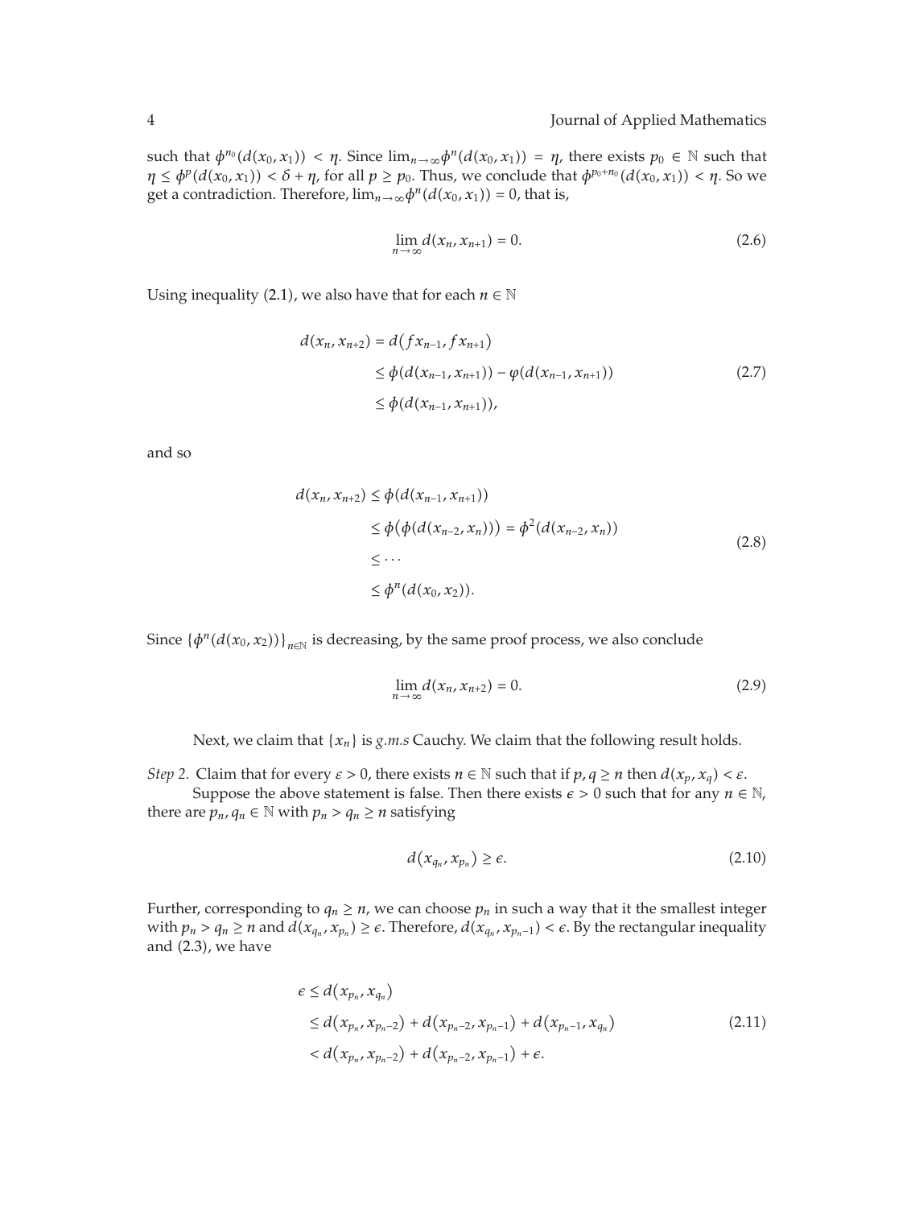such that $\phi^{n_0}(d(x_0, x_1)) < \eta$. Since $\lim_{n\to\infty}\phi^n(d(x_0, x_1)) = \eta$, there exists $p_0 \in \mathbb{N}$ such that $\eta \leq \phi^p(d(x_0, x_1)) < \delta + \eta$, for all $p \geq p_0$. Thus, we conclude that $\phi^{p_0+n_0}(d(x_0, x_1)) < \eta$. So we get a contradiction. Therefore, $\lim_{n\to\infty}\phi^n(d(x_0, x_1)) = 0$, that is,

$$\lim_{n\to\infty} d(x_n, x_{n+1}) = 0. \tag{2.6}$$

Using inequality (2.1), we also have that for each $n \in \mathbb{N}$

$$\begin{aligned}
d(x_n, x_{n+2}) &= d(fx_{n-1}, fx_{n+1}) \\
&\leq \phi(d(x_{n-1}, x_{n+1})) - \varphi(d(x_{n-1}, x_{n+1})) \\
&\leq \phi(d(x_{n-1}, x_{n+1})),
\end{aligned} \tag{2.7}$$

and so

$$\begin{aligned}
d(x_n, x_{n+2}) &\leq \phi(d(x_{n-1}, x_{n+1})) \\
&\leq \phi(\phi(d(x_{n-2}, x_n))) = \phi^2(d(x_{n-2}, x_n)) \\
&\leq \cdots \\
&\leq \phi^n(d(x_0, x_2)).
\end{aligned} \tag{2.8}$$

Since $\{\phi^n(d(x_0, x_2))\}_{n\in\mathbb{N}}$ is decreasing, by the same proof process, we also conclude

$$\lim_{n\to\infty} d(x_n, x_{n+2}) = 0. \tag{2.9}$$

Next, we claim that $\{x_n\}$ is *g.m.s* Cauchy. We claim that the following result holds.

*Step 2.* Claim that for every $\varepsilon > 0$, there exists $n \in \mathbb{N}$ such that if $p, q \geq n$ then $d(x_p, x_q) < \varepsilon$.

Suppose the above statement is false. Then there exists $\epsilon > 0$ such that for any $n \in \mathbb{N}$, there are $p_n, q_n \in \mathbb{N}$ with $p_n > q_n \geq n$ satisfying

$$d(x_{q_n}, x_{p_n}) \geq \epsilon. \tag{2.10}$$

Further, corresponding to $q_n \geq n$, we can choose $p_n$ in such a way that it the smallest integer with $p_n > q_n \geq n$ and $d(x_{q_n}, x_{p_n}) \geq \epsilon$. Therefore, $d(x_{q_n}, x_{p_n-1}) < \epsilon$. By the rectangular inequality and (2.3), we have

$$\begin{aligned}
\epsilon &\leq d(x_{p_n}, x_{q_n}) \\
&\leq d(x_{p_n}, x_{p_n-2}) + d(x_{p_n-2}, x_{p_n-1}) + d(x_{p_n-1}, x_{q_n}) \\
&< d(x_{p_n}, x_{p_n-2}) + d(x_{p_n-2}, x_{p_n-1}) + \epsilon.
\end{aligned} \tag{2.11}$$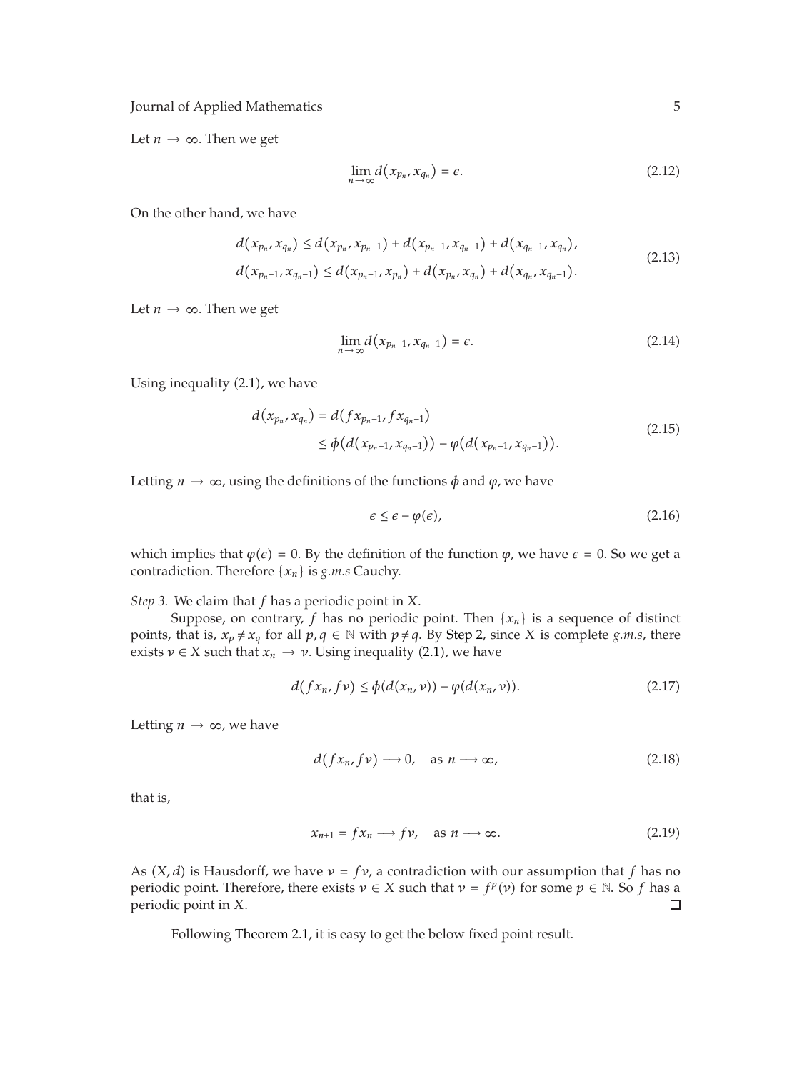Let $n \to \infty$. Then we get

$$\lim_{n\to\infty} d(x_{p_n}, x_{q_n}) = \epsilon. \tag{2.12}$$

On the other hand, we have

$$\begin{aligned} d(x_{p_n}, x_{q_n}) &\leq d(x_{p_n}, x_{p_n-1}) + d(x_{p_n-1}, x_{q_n-1}) + d(x_{q_n-1}, x_{q_n}), \\ d(x_{p_n-1}, x_{q_n-1}) &\leq d(x_{p_n-1}, x_{p_n}) + d(x_{p_n}, x_{q_n}) + d(x_{q_n}, x_{q_n-1}). \end{aligned} \tag{2.13}$$

Let $n \to \infty$. Then we get

$$\lim_{n\to\infty} d(x_{p_n-1}, x_{q_n-1}) = \epsilon. \tag{2.14}$$

Using inequality (2.1), we have

$$\begin{aligned} d(x_{p_n}, x_{q_n}) &= d(fx_{p_n-1}, fx_{q_n-1}) \\ &\leq \phi(d(x_{p_n-1}, x_{q_n-1})) - \varphi(d(x_{p_n-1}, x_{q_n-1})). \end{aligned} \tag{2.15}$$

Letting $n \to \infty$, using the definitions of the functions $\phi$ and $\varphi$, we have

$$\epsilon \leq \epsilon - \varphi(\epsilon), \tag{2.16}$$

which implies that $\varphi(\epsilon) = 0$. By the definition of the function $\varphi$, we have $\epsilon = 0$. So we get a contradiction. Therefore $\{x_n\}$ is *g.m.s* Cauchy.

*Step 3.* We claim that $f$ has a periodic point in $X$.

Suppose, on contrary, $f$ has no periodic point. Then $\{x_n\}$ is a sequence of distinct points, that is, $x_p \neq x_q$ for all $p, q \in \mathbb{N}$ with $p \neq q$. By Step 2, since $X$ is complete *g.m.s*, there exists $\nu \in X$ such that $x_n \to \nu$. Using inequality (2.1), we have

$$d(fx_n, f\nu) \leq \phi(d(x_n, \nu)) - \varphi(d(x_n, \nu)). \tag{2.17}$$

Letting $n \to \infty$, we have

$$d(fx_n, f\nu) \longrightarrow 0, \quad \text{as } n \longrightarrow \infty, \tag{2.18}$$

that is,

$$x_{n+1} = fx_n \longrightarrow f\nu, \quad \text{as } n \longrightarrow \infty. \tag{2.19}$$

As $(X, d)$ is Hausdorff, we have $\nu = f\nu$, a contradiction with our assumption that $f$ has no periodic point. Therefore, there exists $\nu \in X$ such that $\nu = f^p(\nu)$ for some $p \in \mathbb{N}$. So $f$ has a periodic point in $X$. ◻

Following Theorem 2.1, it is easy to get the below fixed point result.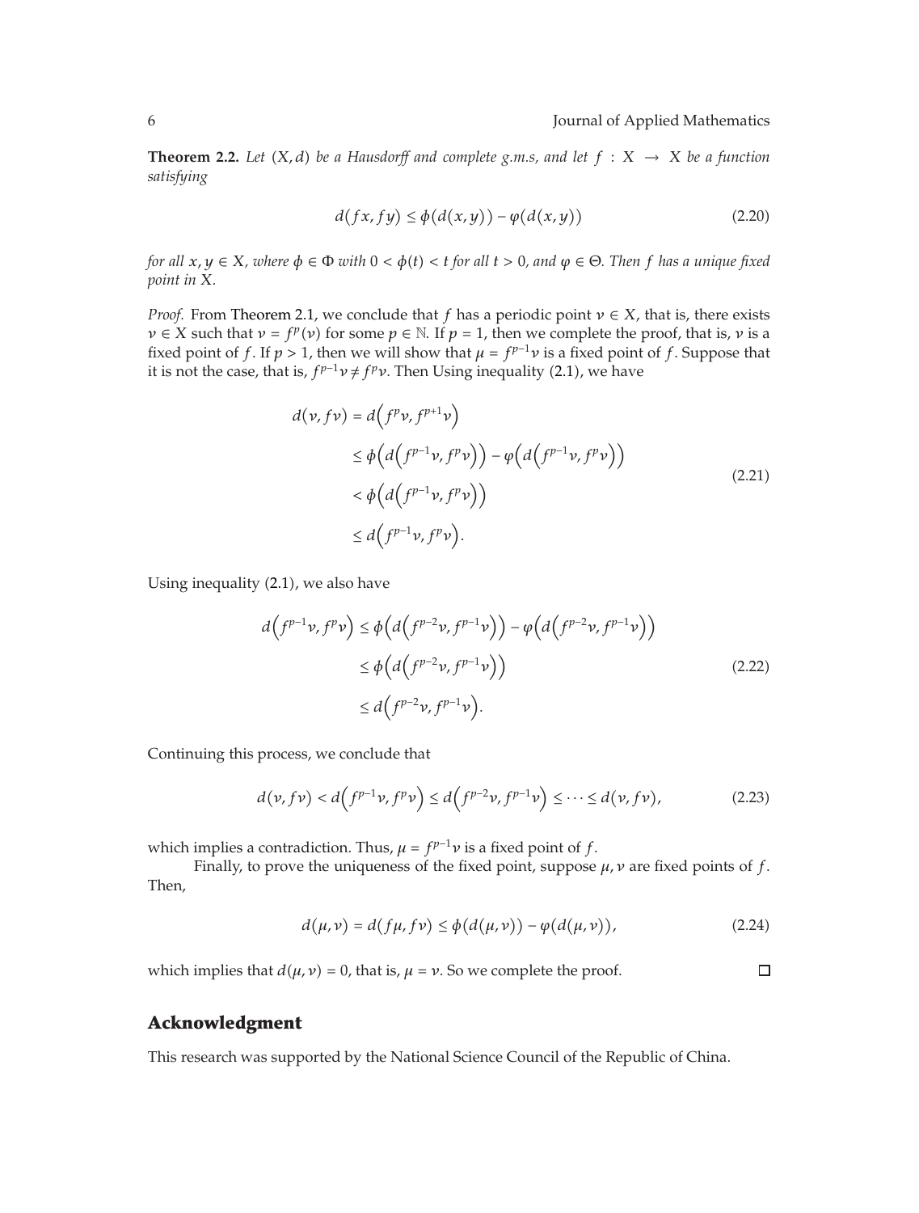**Theorem 2.2.** *Let $(X, d)$ be a Hausdorff and complete g.m.s, and let $f : X \to X$ be a function satisfying*

$$d(fx, fy) \le \phi(d(x, y)) - \varphi(d(x, y)) \tag{2.20}$$

*for all $x, y \in X$, where $\phi \in \Phi$ with $0 < \phi(t) < t$ for all $t > 0$, and $\varphi \in \Theta$. Then $f$ has a unique fixed point in $X$.*

*Proof.* From Theorem 2.1, we conclude that $f$ has a periodic point $\nu \in X$, that is, there exists $\nu \in X$ such that $\nu = f^p(\nu)$ for some $p \in \mathbb{N}$. If $p = 1$, then we complete the proof, that is, $\nu$ is a fixed point of $f$. If $p > 1$, then we will show that $\mu = f^{p-1}\nu$ is a fixed point of $f$. Suppose that it is not the case, that is, $f^{p-1}\nu \ne f^p\nu$. Then Using inequality (2.1), we have

$$\begin{aligned} d(\nu, f\nu) &= d\left(f^p\nu, f^{p+1}\nu\right) \\ &\le \phi\left(d\left(f^{p-1}\nu, f^p\nu\right)\right) - \varphi\left(d\left(f^{p-1}\nu, f^p\nu\right)\right) \\ &< \phi\left(d\left(f^{p-1}\nu, f^p\nu\right)\right) \\ &\le d\left(f^{p-1}\nu, f^p\nu\right). \end{aligned} \tag{2.21}$$

Using inequality (2.1), we also have

$$\begin{aligned} d\left(f^{p-1}\nu, f^p\nu\right) &\le \phi\left(d\left(f^{p-2}\nu, f^{p-1}\nu\right)\right) - \varphi\left(d\left(f^{p-2}\nu, f^{p-1}\nu\right)\right) \\ &\le \phi\left(d\left(f^{p-2}\nu, f^{p-1}\nu\right)\right) \\ &\le d\left(f^{p-2}\nu, f^{p-1}\nu\right). \end{aligned} \tag{2.22}$$

Continuing this process, we conclude that

$$d(\nu, f\nu) < d\left(f^{p-1}\nu, f^p\nu\right) \le d\left(f^{p-2}\nu, f^{p-1}\nu\right) \le \cdots \le d(\nu, f\nu), \tag{2.23}$$

which implies a contradiction. Thus, $\mu = f^{p-1}\nu$ is a fixed point of $f$.

Finally, to prove the uniqueness of the fixed point, suppose $\mu, \nu$ are fixed points of $f$. Then,

$$d(\mu, \nu) = d(f\mu, f\nu) \le \phi(d(\mu, \nu)) - \varphi(d(\mu, \nu)), \tag{2.24}$$

which implies that $d(\mu, \nu) = 0$, that is, $\mu = \nu$. So we complete the proof. □

## Acknowledgment

This research was supported by the National Science Council of the Republic of China.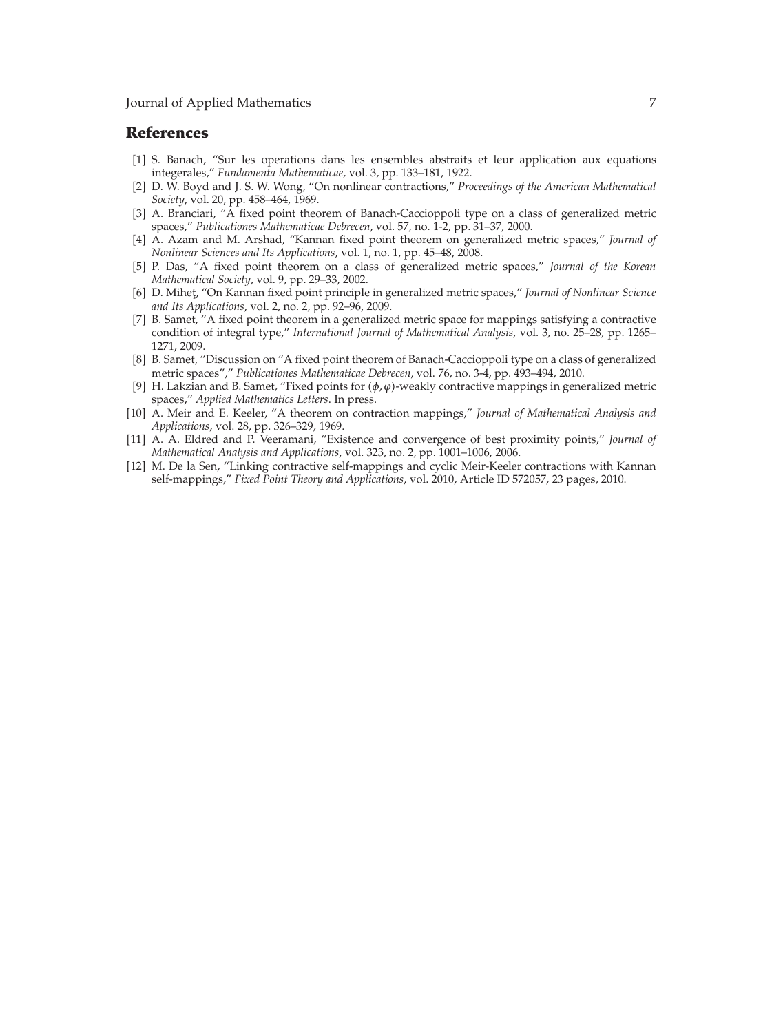## References

[1] S. Banach, "Sur les operations dans les ensembles abstraits et leur application aux equations integerales," *Fundamenta Mathematicae*, vol. 3, pp. 133–181, 1922.

[2] D. W. Boyd and J. S. W. Wong, "On nonlinear contractions," *Proceedings of the American Mathematical Society*, vol. 20, pp. 458–464, 1969.

[3] A. Branciari, "A fixed point theorem of Banach-Caccioppoli type on a class of generalized metric spaces," *Publicationes Mathematicae Debrecen*, vol. 57, no. 1-2, pp. 31–37, 2000.

[4] A. Azam and M. Arshad, "Kannan fixed point theorem on generalized metric spaces," *Journal of Nonlinear Sciences and Its Applications*, vol. 1, no. 1, pp. 45–48, 2008.

[5] P. Das, "A fixed point theorem on a class of generalized metric spaces," *Journal of the Korean Mathematical Society*, vol. 9, pp. 29–33, 2002.

[6] D. Miheţ, "On Kannan fixed point principle in generalized metric spaces," *Journal of Nonlinear Science and Its Applications*, vol. 2, no. 2, pp. 92–96, 2009.

[7] B. Samet, "A fixed point theorem in a generalized metric space for mappings satisfying a contractive condition of integral type," *International Journal of Mathematical Analysis*, vol. 3, no. 25–28, pp. 1265–1271, 2009.

[8] B. Samet, "Discussion on "A fixed point theorem of Banach-Caccioppoli type on a class of generalized metric spaces"," *Publicationes Mathematicae Debrecen*, vol. 76, no. 3-4, pp. 493–494, 2010.

[9] H. Lakzian and B. Samet, "Fixed points for $(\phi, \varphi)$-weakly contractive mappings in generalized metric spaces," *Applied Mathematics Letters*. In press.

[10] A. Meir and E. Keeler, "A theorem on contraction mappings," *Journal of Mathematical Analysis and Applications*, vol. 28, pp. 326–329, 1969.

[11] A. A. Eldred and P. Veeramani, "Existence and convergence of best proximity points," *Journal of Mathematical Analysis and Applications*, vol. 323, no. 2, pp. 1001–1006, 2006.

[12] M. De la Sen, "Linking contractive self-mappings and cyclic Meir-Keeler contractions with Kannan self-mappings," *Fixed Point Theory and Applications*, vol. 2010, Article ID 572057, 23 pages, 2010.